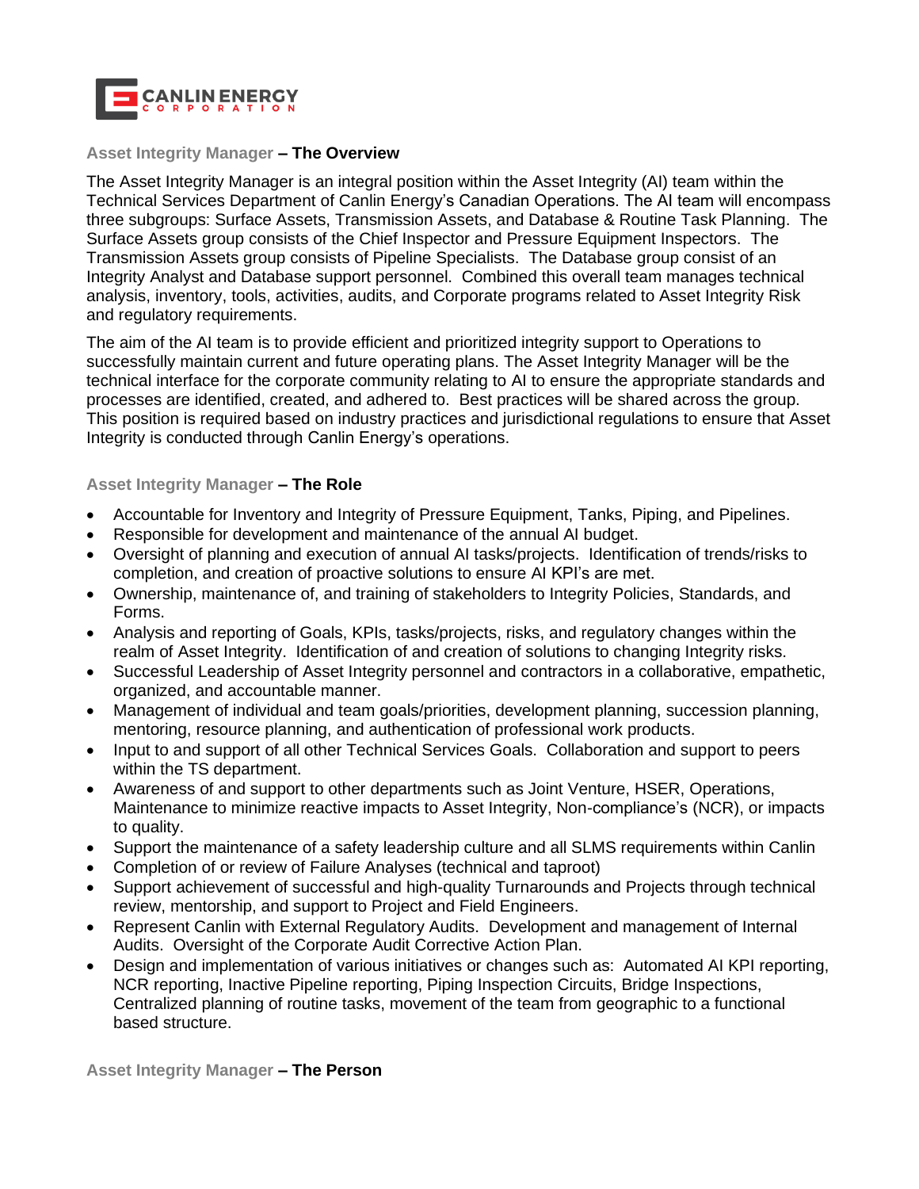CANLIN ENERGY CORPORATION

## Asset Integrity Manager – The Overview

The Asset Integrity Manager is an integral position within the Asset Integrity (AI) team within the Technical Services Department of Canlin Energy's Canadian Operations. The AI team will encompass three subgroups: Surface Assets, Transmission Assets, and Database & Routine Task Planning. The Surface Assets group consists of the Chief Inspector and Pressure Equipment Inspectors. The Transmission Assets group consists of Pipeline Specialists. The Database group consist of an Integrity Analyst and Database support personnel. Combined this overall team manages technical analysis, inventory, tools, activities, audits, and Corporate programs related to Asset Integrity Risk and regulatory requirements.

The aim of the AI team is to provide efficient and prioritized integrity support to Operations to successfully maintain current and future operating plans. The Asset Integrity Manager will be the technical interface for the corporate community relating to AI to ensure the appropriate standards and processes are identified, created, and adhered to. Best practices will be shared across the group. This position is required based on industry practices and jurisdictional regulations to ensure that Asset Integrity is conducted through Canlin Energy's operations.

## Asset Integrity Manager – The Role

- Accountable for Inventory and Integrity of Pressure Equipment, Tanks, Piping, and Pipelines.
- Responsible for development and maintenance of the annual AI budget.
- Oversight of planning and execution of annual AI tasks/projects. Identification of trends/risks to completion, and creation of proactive solutions to ensure AI KPI's are met.
- Ownership, maintenance of, and training of stakeholders to Integrity Policies, Standards, and Forms.
- Analysis and reporting of Goals, KPIs, tasks/projects, risks, and regulatory changes within the realm of Asset Integrity. Identification of and creation of solutions to changing Integrity risks.
- Successful Leadership of Asset Integrity personnel and contractors in a collaborative, empathetic, organized, and accountable manner.
- Management of individual and team goals/priorities, development planning, succession planning, mentoring, resource planning, and authentication of professional work products.
- Input to and support of all other Technical Services Goals. Collaboration and support to peers within the TS department.
- Awareness of and support to other departments such as Joint Venture, HSER, Operations, Maintenance to minimize reactive impacts to Asset Integrity, Non-compliance's (NCR), or impacts to quality.
- Support the maintenance of a safety leadership culture and all SLMS requirements within Canlin
- Completion of or review of Failure Analyses (technical and taproot)
- Support achievement of successful and high-quality Turnarounds and Projects through technical review, mentorship, and support to Project and Field Engineers.
- Represent Canlin with External Regulatory Audits. Development and management of Internal Audits. Oversight of the Corporate Audit Corrective Action Plan.
- Design and implementation of various initiatives or changes such as: Automated AI KPI reporting, NCR reporting, Inactive Pipeline reporting, Piping Inspection Circuits, Bridge Inspections, Centralized planning of routine tasks, movement of the team from geographic to a functional based structure.

## Asset Integrity Manager – The Person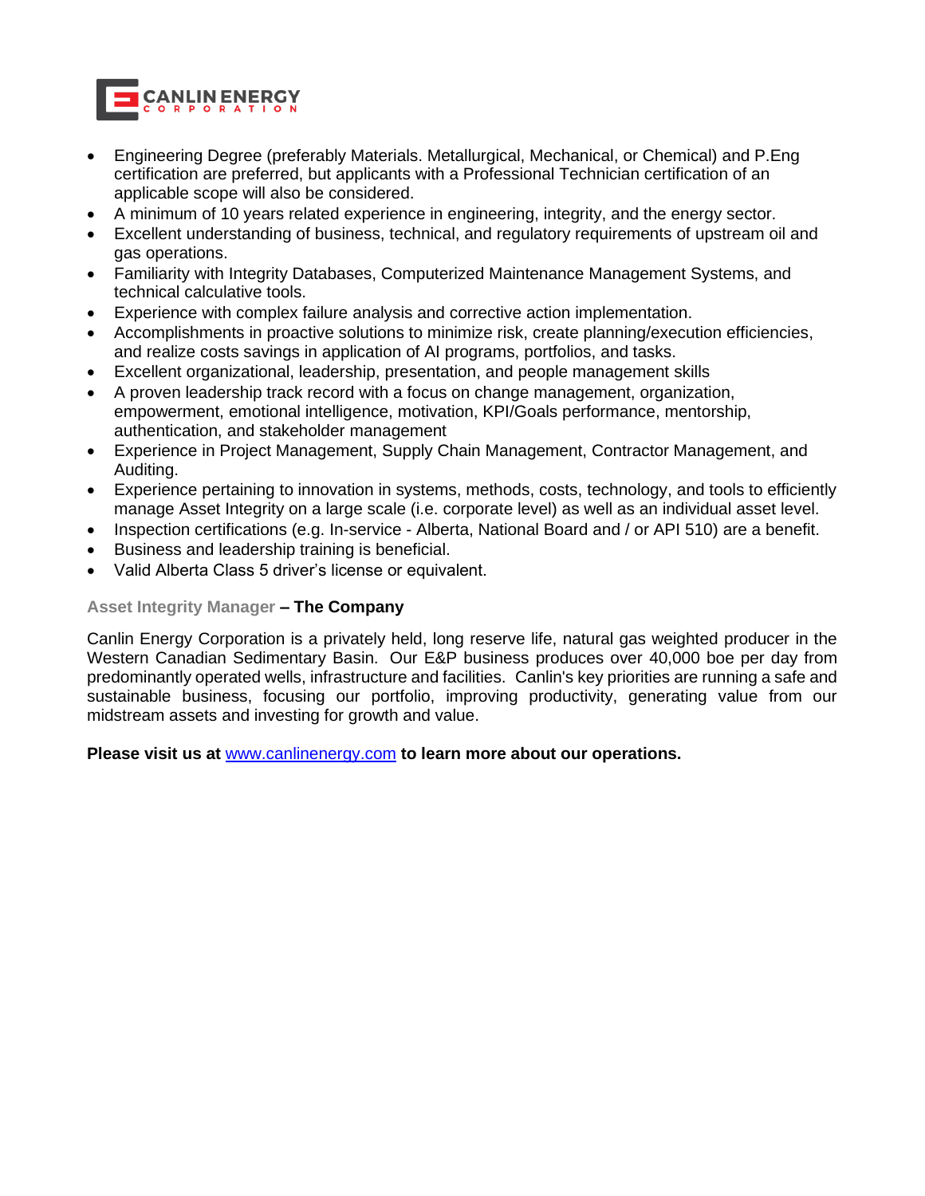- Engineering Degree (preferably Materials. Metallurgical, Mechanical, or Chemical) and P.Eng certification are preferred, but applicants with a Professional Technician certification of an applicable scope will also be considered.
- A minimum of 10 years related experience in engineering, integrity, and the energy sector.
- Excellent understanding of business, technical, and regulatory requirements of upstream oil and gas operations.
- Familiarity with Integrity Databases, Computerized Maintenance Management Systems, and technical calculative tools.
- Experience with complex failure analysis and corrective action implementation.
- Accomplishments in proactive solutions to minimize risk, create planning/execution efficiencies, and realize costs savings in application of AI programs, portfolios, and tasks.
- Excellent organizational, leadership, presentation, and people management skills
- A proven leadership track record with a focus on change management, organization, empowerment, emotional intelligence, motivation, KPI/Goals performance, mentorship, authentication, and stakeholder management
- Experience in Project Management, Supply Chain Management, Contractor Management, and Auditing.
- Experience pertaining to innovation in systems, methods, costs, technology, and tools to efficiently manage Asset Integrity on a large scale (i.e. corporate level) as well as an individual asset level.
- Inspection certifications (e.g. In-service - Alberta, National Board and / or API 510) are a benefit.
- Business and leadership training is beneficial.
- Valid Alberta Class 5 driver's license or equivalent.

**Asset Integrity Manager – The Company**

Canlin Energy Corporation is a privately held, long reserve life, natural gas weighted producer in the Western Canadian Sedimentary Basin. Our E&P business produces over 40,000 boe per day from predominantly operated wells, infrastructure and facilities. Canlin's key priorities are running a safe and sustainable business, focusing our portfolio, improving productivity, generating value from our midstream assets and investing for growth and value.

**Please visit us at [www.canlinenergy.com](http://www.canlinenergy.com) to learn more about our operations.**